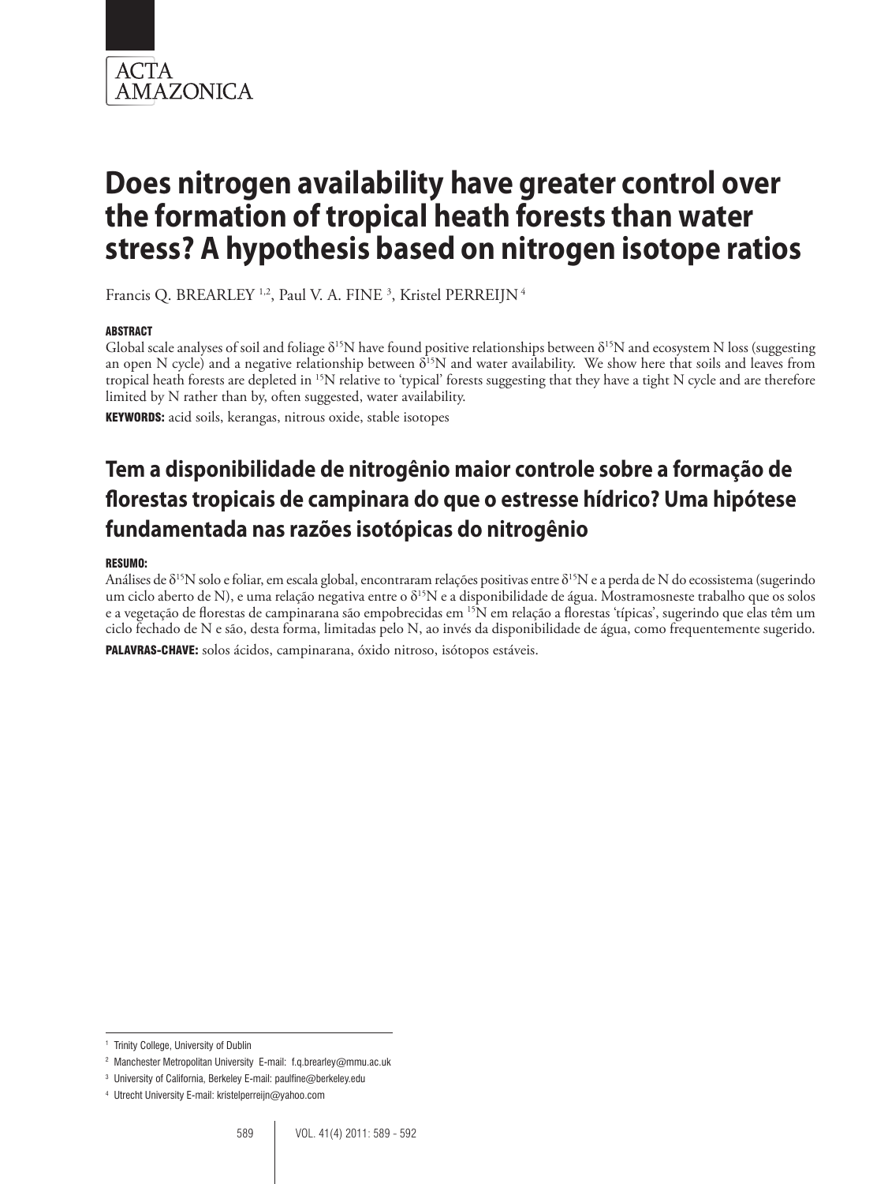# Does nitrogen availability have greater control over the formation of tropical heath forests than water stress? A hypothesis based on nitrogen isotope ratios

Francis Q. BREARLEY [1,2], Paul V. A. FINE [3], Kristel PERREIJN [4]

#### ABSTRACT

Global scale analyses of soil and foliage $\delta^{15}N$ have found positive relationships between $\delta^{15}N$ and ecosystem N loss (suggesting an open N cycle) and a negative relationship between $\delta^{15}N$ and water availability. We show here that soils and leaves from tropical heath forests are depleted in $^{15}N$ relative to 'typical' forests suggesting that they have a tight N cycle and are therefore limited by N rather than by, often suggested, water availability.

**KEYWORDS:** acid soils, kerangas, nitrous oxide, stable isotopes

## Tem a disponibilidade de nitrogênio maior controle sobre a formação de florestas tropicais de campinara do que o estresse hídrico? Uma hipótese fundamentada nas razões isotópicas do nitrogênio

#### RESUMO:

Análises de $\delta^{15}N$ solo e foliar, em escala global, encontraram relações positivas entre $\delta^{15}N$ e a perda de N do ecossistema (sugerindo um ciclo aberto de N), e uma relação negativa entre o $\delta^{15}N$ e a disponibilidade de água. Mostramosneste trabalho que os solos e a vegetação de florestas de campinarana são empobrecidas em $^{15}N$ em relação a florestas 'típicas', sugerindo que elas têm um ciclo fechado de N e são, desta forma, limitadas pelo N, ao invés da disponibilidade de água, como frequentemente sugerido.

**PALAVRAS-CHAVE:** solos ácidos, campinarana, óxido nitroso, isótopos estáveis.

---

[1] Trinity College, University of Dublin

[2] Manchester Metropolitan University E-mail: f.q.brearley@mmu.ac.uk

[3] University of California, Berkeley E-mail: paulfine@berkeley.edu

[4] Utrecht University E-mail: kristelperreijn@yahoo.com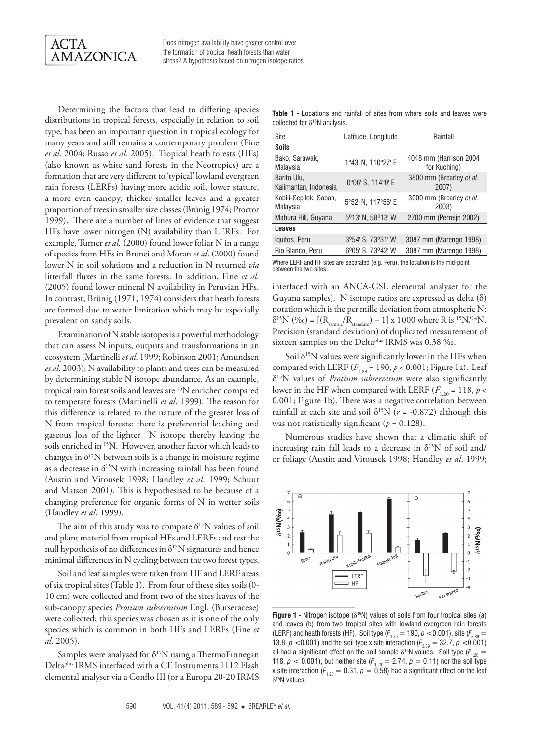Determining the factors that lead to differing species distributions in tropical forests, especially in relation to soil type, has been an important question in tropical ecology for many years and still remains a contemporary problem (Fine *et al*. 2004; Russo *et al*. 2005). Tropical heath forests (HFs) (also known as white sand forests in the Neotropics) are a formation that are very different to 'typical' lowland evergreen rain forests (LERFs) having more acidic soil, lower stature, a more even canopy, thicker smaller leaves and a greater proportion of trees in smaller size classes (Brünig 1974; Proctor 1999). There are a number of lines of evidence that suggest HFs have lower nitrogen (N) availability than LERFs. For example, Turner *et al*. (2000) found lower foliar N in a range of species from HFs in Brunei and Moran *et al*. (2000) found lower N in soil solutions and a reduction in N returned *via* litterfall fluxes in the same forests. In addition, Fine *et al*. (2005) found lower mineral N availability in Peruvian HFs. In contrast, Brünig (1971, 1974) considers that heath forests are formed due to water limitation which may be especially prevalent on sandy soils.

Examination of N stable isotopes is a powerful methodology that can assess N inputs, outputs and transformations in an ecosystem (Martinelli *et al*. 1999; Robinson 2001; Amundsen *et al*. 2003); N availability to plants and trees can be measured by determining stable N isotope abundance. As an example, tropical rain forest soils and leaves are $^{15}N$ enriched compared to temperate forests (Martinelli *et al*. 1999). The reason for this difference is related to the nature of the greater loss of N from tropical forests: there is preferential leaching and gaseous loss of the lighter $^{14}N$ isotope thereby leaving the soils enriched in $^{15}N$. However, another factor which leads to changes in $\delta^{15}N$ between soils is a change in moisture regime as a decrease in $\delta^{15}N$ with increasing rainfall has been found (Austin and Vitousek 1998; Handley *et al*. 1999; Schuur and Matson 2001). This is hypothesised to be because of a changing preference for organic forms of N in wetter soils (Handley *et al*. 1999).

The aim of this study was to compare $\delta^{15}N$ values of soil and plant material from tropical HFs and LERFs and test the null hypothesis of no differences in $\delta^{15}N$ signatures and hence minimal differences in N cycling between the two forest types.

Soil and leaf samples were taken from HF and LERF areas of six tropical sites (Table 1). From four of these sites soils (0-10 cm) were collected and from two of the sites leaves of the sub-canopy species *Protium subserratum* Engl. (Burseraceae) were collected; this species was chosen as it is one of the only species which is common in both HFs and LERFs (Fine *et al*. 2005).

Samples were analysed for $\delta^{15}N$ using a ThermoFinnegan Delta[plus] IRMS interfaced with a CE Instruments 1112 Flash elemental analyser via a Conflo III (or a Europa 20-20 IRMS interfaced with an ANCA-GSL elemental analyser for the Guyana samples). N isotope ratios are expressed as delta (δ) notation which is the per mille deviation from atmospheric N: $\delta^{15}N$ (‰) = $[(R_{sample}/R_{standard}) - 1] \times 1000$ where R is $^{15}N/^{14}N$. Precision (standard deviation) of duplicated measurement of sixteen samples on the Delta[plus] IRMS was 0.38 ‰.

**Table 1 -** Locations and rainfall of sites from where soils and leaves were collected for $\delta^{15}N$ analysis.

| Site | Latitude, Longitude | Rainfall |
|---|---|---|
| **Soils** | | |
| Bako, Sarawak, Malaysia | 1°43' N, 110°27' E | 4048 mm (Harrison 2004 for Kuching) |
| Barito Ulu, Kalimantan, Indonesia | 0°06' S, 114°0' E | 3800 mm (Brearley *et al*. 2007) |
| Kabili-Sepilok, Sabah, Malaysia | 5°52' N, 117°56' E | 3000 mm (Brearley *et al*. 2003) |
| Mabura Hill, Guyana | 5°13' N, 58°13' W | 2700 mm (Perreijn 2002) |
| **Leaves** | | |
| Iquitos, Peru | 3°54' S, 73°31' W | 3087 mm (Marengo 1998) |
| Rio Blanco, Peru | 6°05' S, 73°42' W | 3087 mm (Marengo 1998) |

Where LERF and HF sites are separated (e.g. Peru), the location is the mid-point between the two sites.

Soil $\delta^{15}N$ values were significantly lower in the HFs when compared with LERF ($F_{1,89} = 190$, $p < 0.001$; Figure 1a). Leaf $\delta^{15}N$ values of *Protium subserratum* were also significantly lower in the HF when compared with LERF ($F_{1,20} = 118$, $p < 0.001$; Figure 1b). There was a negative correlation between rainfall at each site and soil $\delta^{15}N$ ($r = -0.872$) although this was not statistically significant ($p = 0.128$).

Numerous studies have shown that a climatic shift of increasing rain fall leads to a decrease in $\delta^{15}N$ of soil and/or foliage (Austin and Vitousek 1998; Handley *et al*. 1999;

**Figure 1 -** Nitrogen isotope ($\delta^{15}N$) values of soils from four tropical sites (a) and leaves (b) from two tropical sites with lowland evergreen rain forests (LERF) and heath forests (HF). Soil type ($F_{1,89} = 190$, $p < 0.001$), site ($F_{3,89} = 13.8$, $p < 0.001$) and the soil type x site interaction ($F_{3,89} = 32.7$, $p < 0.001$) all had a significant effect on the soil sample $\delta^{15}N$ values. Soil type ($F_{1,20} = 118$, $p < 0.001$), but neither site ($F_{1,20} = 2.74$, $p = 0.11$) nor the soil type x site interaction ($F_{1,20} = 0.31$, $p = 0.58$) had a significant effect on the leaf $\delta^{15}N$ values.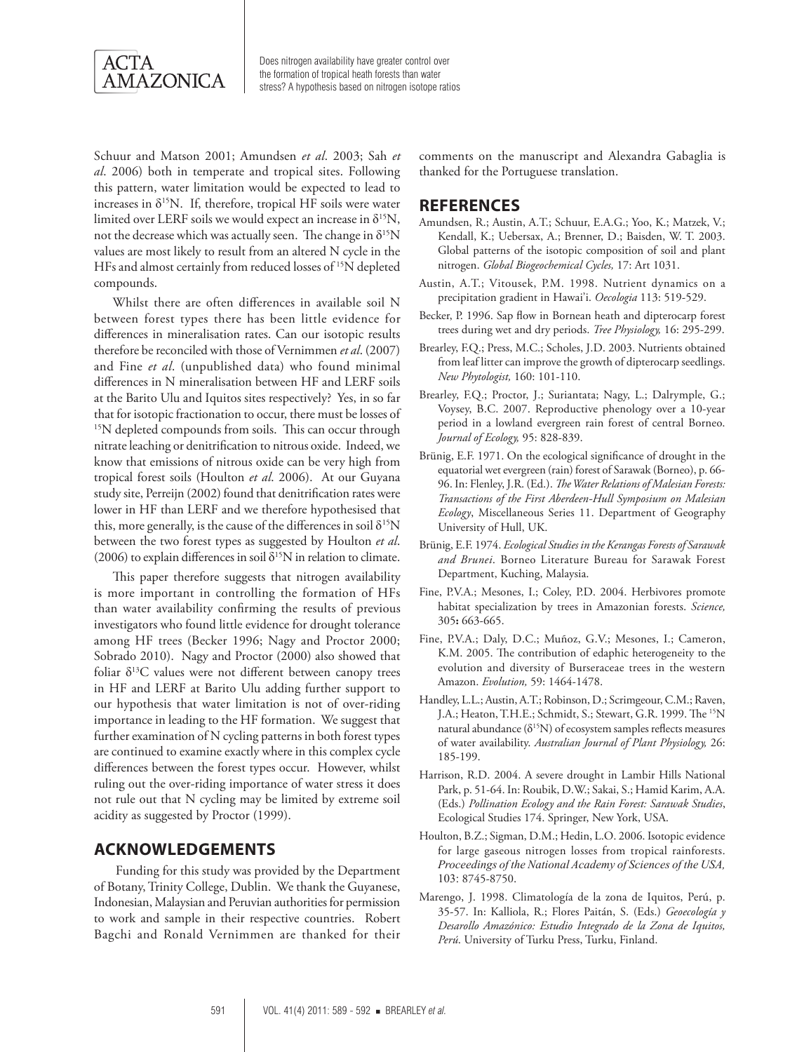Schuur and Matson 2001; Amundsen *et al*. 2003; Sah *et al*. 2006) both in temperate and tropical sites. Following this pattern, water limitation would be expected to lead to increases in $\delta^{15}N$. If, therefore, tropical HF soils were water limited over LERF soils we would expect an increase in $\delta^{15}N$, not the decrease which was actually seen. The change in $\delta^{15}N$ values are most likely to result from an altered N cycle in the HFs and almost certainly from reduced losses of $^{15}N$ depleted compounds.

Whilst there are often differences in available soil N between forest types there has been little evidence for differences in mineralisation rates. Can our isotopic results therefore be reconciled with those of Vernimmen *et al*. (2007) and Fine *et al*. (unpublished data) who found minimal differences in N mineralisation between HF and LERF soils at the Barito Ulu and Iquitos sites respectively? Yes, in so far that for isotopic fractionation to occur, there must be losses of $^{15}N$ depleted compounds from soils. This can occur through nitrate leaching or denitrification to nitrous oxide. Indeed, we know that emissions of nitrous oxide can be very high from tropical forest soils (Houlton *et al.* 2006). At our Guyana study site, Perreijn (2002) found that denitrification rates were lower in HF than LERF and we therefore hypothesised that this, more generally, is the cause of the differences in soil $\delta^{15}N$ between the two forest types as suggested by Houlton *et al*. (2006) to explain differences in soil $\delta^{15}N$ in relation to climate.

This paper therefore suggests that nitrogen availability is more important in controlling the formation of HFs than water availability confirming the results of previous investigators who found little evidence for drought tolerance among HF trees (Becker 1996; Nagy and Proctor 2000; Sobrado 2010). Nagy and Proctor (2000) also showed that foliar $\delta^{13}C$ values were not different between canopy trees in HF and LERF at Barito Ulu adding further support to our hypothesis that water limitation is not of over-riding importance in leading to the HF formation. We suggest that further examination of N cycling patterns in both forest types are continued to examine exactly where in this complex cycle differences between the forest types occur. However, whilst ruling out the over-riding importance of water stress it does not rule out that N cycling may be limited by extreme soil acidity as suggested by Proctor (1999).

## ACKNOWLEDGEMENTS

Funding for this study was provided by the Department of Botany, Trinity College, Dublin. We thank the Guyanese, Indonesian, Malaysian and Peruvian authorities for permission to work and sample in their respective countries. Robert Bagchi and Ronald Vernimmen are thanked for their comments on the manuscript and Alexandra Gabaglia is thanked for the Portuguese translation.

## REFERENCES

Amundsen, R.; Austin, A.T.; Schuur, E.A.G.; Yoo, K.; Matzek, V.; Kendall, K.; Uebersax, A.; Brenner, D.; Baisden, W. T. 2003. Global patterns of the isotopic composition of soil and plant nitrogen. *Global Biogeochemical Cycles,* 17: Art 1031.

Austin, A.T.; Vitousek, P.M. 1998. Nutrient dynamics on a precipitation gradient in Hawai'i. *Oecologia* 113: 519-529.

Becker, P. 1996. Sap flow in Bornean heath and dipterocarp forest trees during wet and dry periods. *Tree Physiology,* 16: 295-299.

Brearley, F.Q.; Press, M.C.; Scholes, J.D. 2003. Nutrients obtained from leaf litter can improve the growth of dipterocarp seedlings. *New Phytologist,* 160: 101-110.

Brearley, F.Q.; Proctor, J.; Suriantata; Nagy, L.; Dalrymple, G.; Voysey, B.C. 2007. Reproductive phenology over a 10-year period in a lowland evergreen rain forest of central Borneo. *Journal of Ecology,* 95: 828-839.

Brünig, E.F. 1971. On the ecological significance of drought in the equatorial wet evergreen (rain) forest of Sarawak (Borneo), p. 66-96. In: Flenley, J.R. (Ed.). *The Water Relations of Malesian Forests: Transactions of the First Aberdeen-Hull Symposium on Malesian Ecology*, Miscellaneous Series 11. Department of Geography University of Hull, UK.

Brünig, E.F. 1974. *Ecological Studies in the Kerangas Forests of Sarawak and Brunei*. Borneo Literature Bureau for Sarawak Forest Department, Kuching, Malaysia.

Fine, P.V.A.; Mesones, I.; Coley, P.D. 2004. Herbivores promote habitat specialization by trees in Amazonian forests. *Science,* 305**:** 663-665.

Fine, P.V.A.; Daly, D.C.; Muñoz, G.V.; Mesones, I.; Cameron, K.M. 2005. The contribution of edaphic heterogeneity to the evolution and diversity of Burseraceae trees in the western Amazon. *Evolution,* 59: 1464-1478.

Handley, L.L.; Austin, A.T.; Robinson, D.; Scrimgeour, C.M.; Raven, J.A.; Heaton, T.H.E.; Schmidt, S.; Stewart, G.R. 1999. The $^{15}N$ natural abundance ($\delta^{15}N$) of ecosystem samples reflects measures of water availability. *Australian Journal of Plant Physiology,* 26: 185-199.

Harrison, R.D. 2004. A severe drought in Lambir Hills National Park, p. 51-64. In: Roubik, D.W.; Sakai, S.; Hamid Karim, A.A. (Eds.) *Pollination Ecology and the Rain Forest: Sarawak Studies*, Ecological Studies 174. Springer, New York, USA.

Houlton, B.Z.; Sigman, D.M.; Hedin, L.O. 2006. Isotopic evidence for large gaseous nitrogen losses from tropical rainforests. *Proceedings of the National Academy of Sciences of the USA,* 103: 8745-8750.

Marengo, J. 1998. Climatología de la zona de Iquitos, Perú, p. 35-57. In: Kalliola, R.; Flores Paitán, S. (Eds.) *Geoecología y Desarollo Amazónico: Estudio Integrado de la Zona de Iquitos, Perú*. University of Turku Press, Turku, Finland.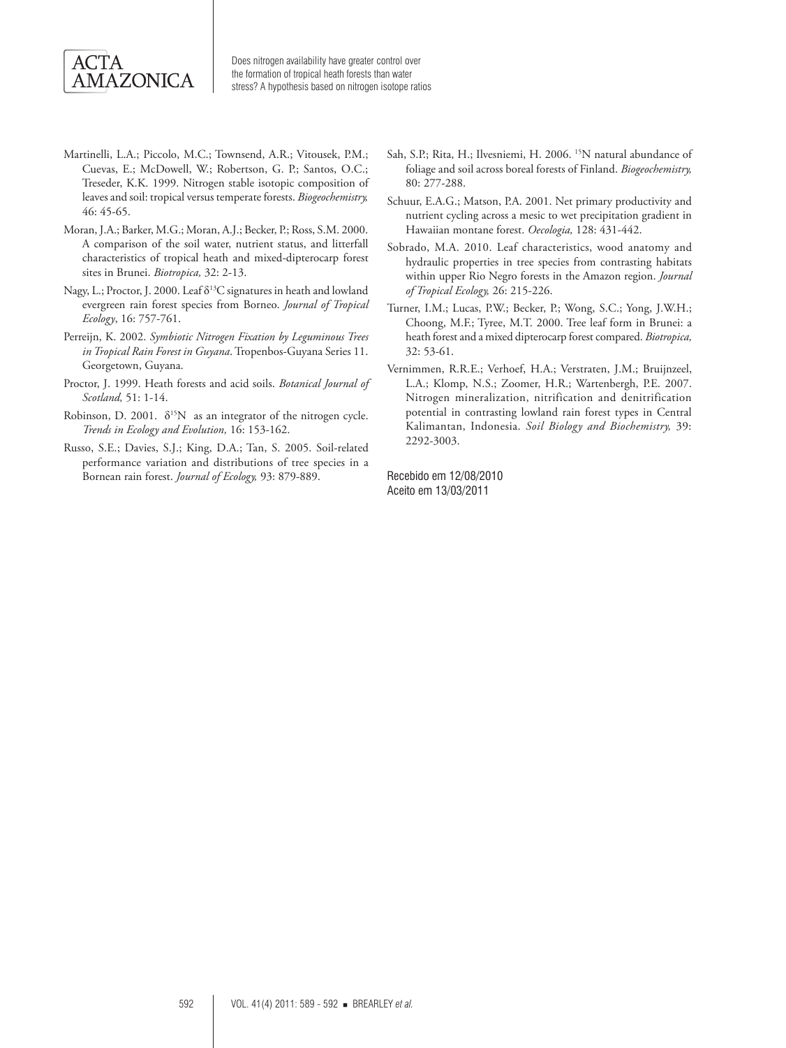Martinelli, L.A.; Piccolo, M.C.; Townsend, A.R.; Vitousek, P.M.; Cuevas, E.; McDowell, W.; Robertson, G. P.; Santos, O.C.; Treseder, K.K. 1999. Nitrogen stable isotopic composition of leaves and soil: tropical versus temperate forests. *Biogeochemistry,* 46: 45-65.

Moran, J.A.; Barker, M.G.; Moran, A.J.; Becker, P.; Ross, S.M. 2000. A comparison of the soil water, nutrient status, and litterfall characteristics of tropical heath and mixed-dipterocarp forest sites in Brunei. *Biotropica,* 32: 2-13.

Nagy, L.; Proctor, J. 2000. Leaf $\delta^{13}$C signatures in heath and lowland evergreen rain forest species from Borneo. *Journal of Tropical Ecology*, 16: 757-761.

Perreijn, K. 2002. *Symbiotic Nitrogen Fixation by Leguminous Trees in Tropical Rain Forest in Guyana*. Tropenbos-Guyana Series 11. Georgetown, Guyana.

Proctor, J. 1999. Heath forests and acid soils. *Botanical Journal of Scotland,* 51: 1-14.

Robinson, D. 2001. $\delta^{15}$N as an integrator of the nitrogen cycle. *Trends in Ecology and Evolution,* 16: 153-162.

Russo, S.E.; Davies, S.J.; King, D.A.; Tan, S. 2005. Soil-related performance variation and distributions of tree species in a Bornean rain forest. *Journal of Ecology,* 93: 879-889.

Sah, S.P.; Rita, H.; Ilvesniemi, H. 2006. $^{15}$N natural abundance of foliage and soil across boreal forests of Finland. *Biogeochemistry,* 80: 277-288.

Schuur, E.A.G.; Matson, P.A. 2001. Net primary productivity and nutrient cycling across a mesic to wet precipitation gradient in Hawaiian montane forest. *Oecologia,* 128: 431-442.

Sobrado, M.A. 2010. Leaf characteristics, wood anatomy and hydraulic properties in tree species from contrasting habitats within upper Rio Negro forests in the Amazon region. *Journal of Tropical Ecology,* 26: 215-226.

Turner, I.M.; Lucas, P.W.; Becker, P.; Wong, S.C.; Yong, J.W.H.; Choong, M.F.; Tyree, M.T. 2000. Tree leaf form in Brunei: a heath forest and a mixed dipterocarp forest compared. *Biotropica,* 32: 53-61.

Vernimmen, R.R.E.; Verhoef, H.A.; Verstraten, J.M.; Bruijnzeel, L.A.; Klomp, N.S.; Zoomer, H.R.; Wartenbergh, P.E. 2007. Nitrogen mineralization, nitrification and denitrification potential in contrasting lowland rain forest types in Central Kalimantan, Indonesia. *Soil Biology and Biochemistry,* 39: 2292-3003.

Recebido em 12/08/2010
Aceito em 13/03/2011